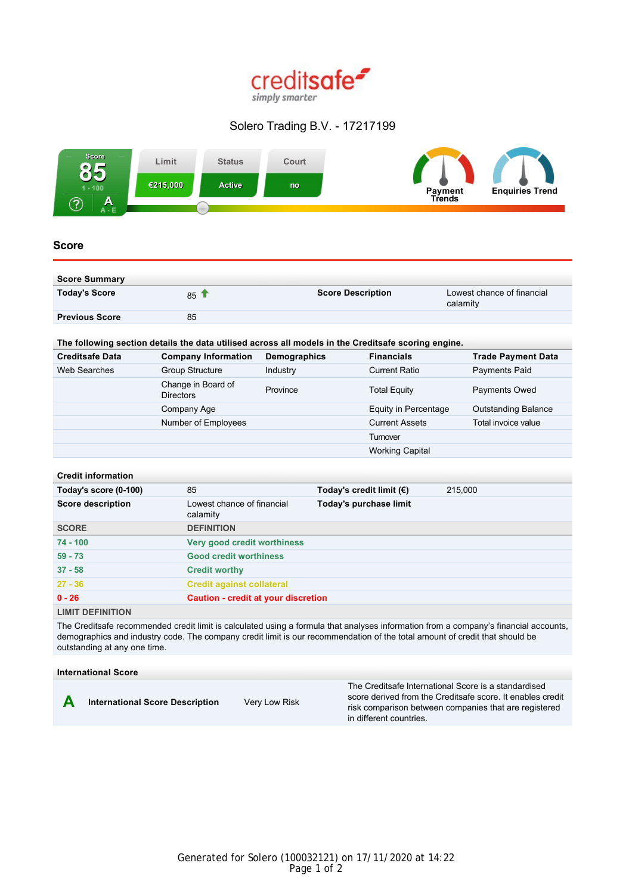creditsafe
simply smarter

# Solero Trading B.V. - 17217199

| Score | Limit | Status | Court |
|---|---|---|---|
| 85 (1 - 100), A (A - E) | €215,000 | Active | no |

Payment Trends | Enquiries Trend

## Score

| Score Summary | | | |
|---|---|---|---|
| **Today's Score** | 85 ↑ | **Score Description** | Lowest chance of financial calamity |
| **Previous Score** | 85 | | |

**The following section details the data utilised across all models in the Creditsafe scoring engine.**

| Creditsafe Data | Company Information | Demographics | Financials | Trade Payment Data |
|---|---|---|---|---|
| Web Searches | Group Structure | Industry | Current Ratio | Payments Paid |
| | Change in Board of Directors | Province | Total Equity | Payments Owed |
| | Company Age | | Equity in Percentage | Outstanding Balance |
| | Number of Employees | | Current Assets | Total invoice value |
| | | | Turnover | |
| | | | Working Capital | |

| Credit information | | | |
|---|---|---|---|
| **Today's score (0-100)** | 85 | **Today's credit limit (€)** | 215,000 |
| **Score description** | Lowest chance of financial calamity | **Today's purchase limit** | |

| SCORE | DEFINITION |
|---|---|
| 74 - 100 | Very good credit worthiness |
| 59 - 73 | Good credit worthiness |
| 37 - 58 | Credit worthy |
| 27 - 36 | Credit against collateral |
| 0 - 26 | Caution - credit at your discretion |

**LIMIT DEFINITION**

The Creditsafe recommended credit limit is calculated using a formula that analyses information from a company's financial accounts, demographics and industry code. The company credit limit is our recommendation of the total amount of credit that should be outstanding at any one time.

**International Score**

| | | | |
|---|---|---|---|
| A | **International Score Description** | Very Low Risk | The Creditsafe International Score is a standardised score derived from the Creditsafe score. It enables credit risk comparison between companies that are registered in different countries. |

Generated for Solero (100032121) on 17/11/2020 at 14:22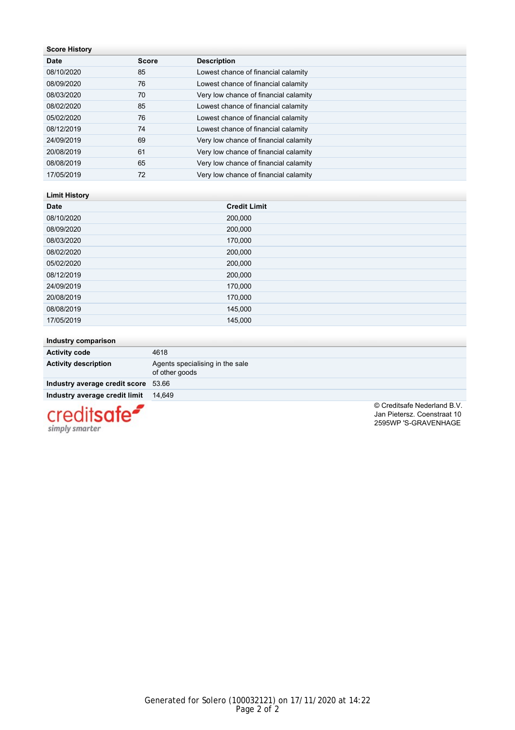### Score History

| Date | Score | Description |
|---|---|---|
| 08/10/2020 | 85 | Lowest chance of financial calamity |
| 08/09/2020 | 76 | Lowest chance of financial calamity |
| 08/03/2020 | 70 | Very low chance of financial calamity |
| 08/02/2020 | 85 | Lowest chance of financial calamity |
| 05/02/2020 | 76 | Lowest chance of financial calamity |
| 08/12/2019 | 74 | Lowest chance of financial calamity |
| 24/09/2019 | 69 | Very low chance of financial calamity |
| 20/08/2019 | 61 | Very low chance of financial calamity |
| 08/08/2019 | 65 | Very low chance of financial calamity |
| 17/05/2019 | 72 | Very low chance of financial calamity |

### Limit History

| Date | Credit Limit |
|---|---|
| 08/10/2020 | 200,000 |
| 08/09/2020 | 200,000 |
| 08/03/2020 | 170,000 |
| 08/02/2020 | 200,000 |
| 05/02/2020 | 200,000 |
| 08/12/2019 | 200,000 |
| 24/09/2019 | 170,000 |
| 20/08/2019 | 170,000 |
| 08/08/2019 | 145,000 |
| 17/05/2019 | 145,000 |

### Industry comparison

| | |
|---|---|
| **Activity code** | 4618 |
| **Activity description** | Agents specialising in the sale of other goods |
| **Industry average credit score** | 53.66 |
| **Industry average credit limit** | 14,649 |

creditsafe
simply smarter

© Creditsafe Nederland B.V.
Jan Pietersz. Coenstraat 10
2595WP 'S-GRAVENHAGE

Generated for Solero (100032121) on 17/11/2020 at 14:22